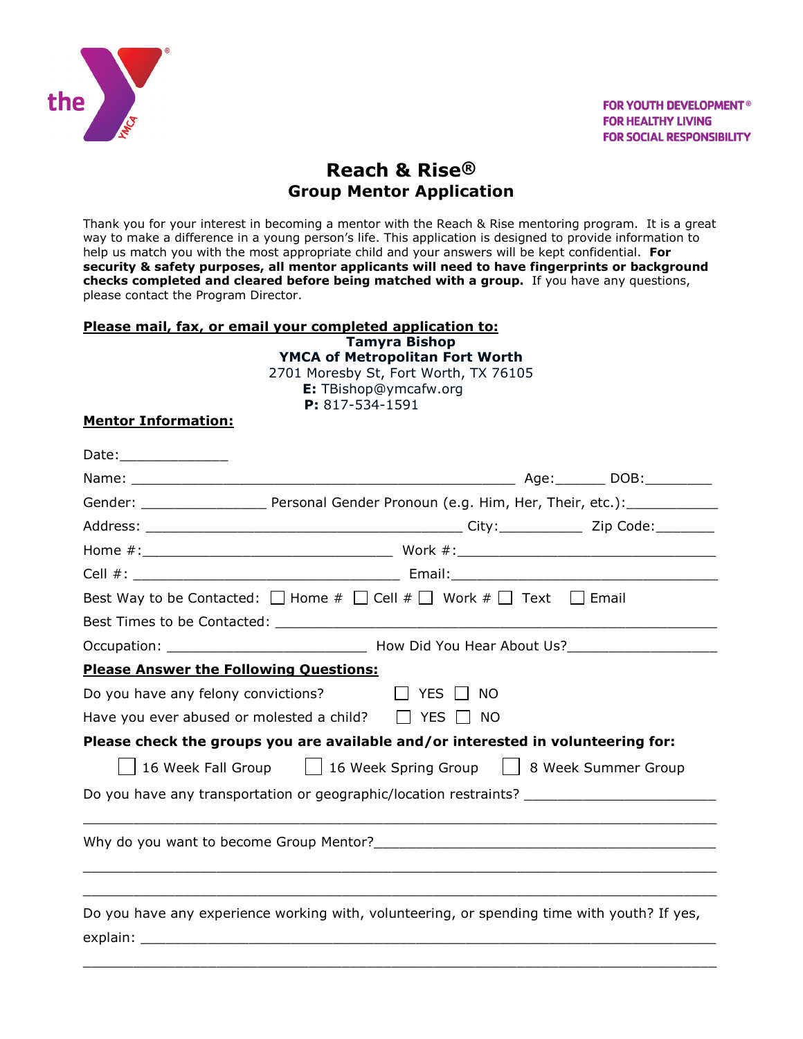the YMCA

FOR YOUTH DEVELOPMENT®
FOR HEALTHY LIVING
FOR SOCIAL RESPONSIBILITY

# Reach & Rise®
## Group Mentor Application

Thank you for your interest in becoming a mentor with the Reach & Rise mentoring program. It is a great way to make a difference in a young person's life. This application is designed to provide information to help us match you with the most appropriate child and your answers will be kept confidential. **For security & safety purposes, all mentor applicants will need to have fingerprints or background checks completed and cleared before being matched with a group.** If you have any questions, please contact the Program Director.

**Please mail, fax, or email your completed application to:**

**Tamyra Bishop**
**YMCA of Metropolitan Fort Worth**
2701 Moresby St, Fort Worth, TX 76105
**E:** TBishop@ymcafw.org
**P:** 817-534-1591

**Mentor Information:**

Date:______________

Name: __________________________________________________ Age:______ DOB:_________

Gender: ________________ Personal Gender Pronoun (e.g. Him, Her, Their, etc.):___________

Address: __________________________________________ City:__________ Zip Code:_______

Home #:________________________________ Work #:_________________________________

Cell #: __________________________________ Email:__________________________________

Best Way to be Contacted: ☐ Home # ☐ Cell # ☐ Work # ☐ Text ☐ Email

Best Times to be Contacted: _____________________________________________________

Occupation: _________________________ How Did You Hear About Us?___________________

**Please Answer the Following Questions:**

Do you have any felony convictions? ☐ YES ☐ NO

Have you ever abused or molested a child? ☐ YES ☐ NO

**Please check the groups you are available and/or interested in volunteering for:**

☐ 16 Week Fall Group ☐ 16 Week Spring Group ☐ 8 Week Summer Group

Do you have any transportation or geographic/location restraints? ________________________

_______________________________________________________________________________

Why do you want to become Group Mentor?____________________________________________

_______________________________________________________________________________

_______________________________________________________________________________

Do you have any experience working with, volunteering, or spending time with youth? If yes, explain: _________________________________________________________________________

_______________________________________________________________________________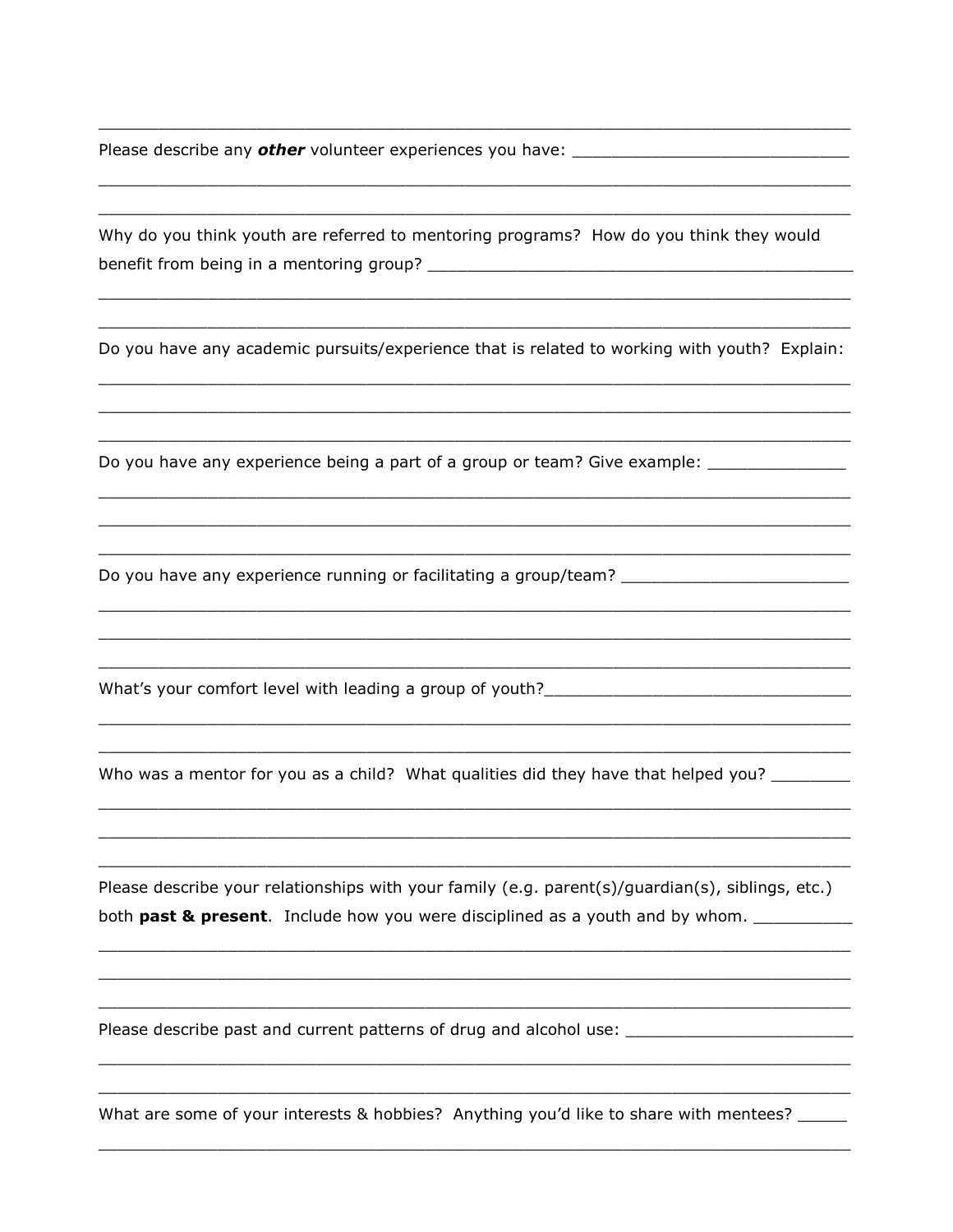Please describe any ***other*** volunteer experiences you have: ____________________________

Why do you think youth are referred to mentoring programs? How do you think they would benefit from being in a mentoring group? ____________________________

Do you have any academic pursuits/experience that is related to working with youth? Explain:

Do you have any experience being a part of a group or team? Give example: ______________

Do you have any experience running or facilitating a group/team? ________________________

What's your comfort level with leading a group of youth?________________________________

Who was a mentor for you as a child? What qualities did they have that helped you? ________

Please describe your relationships with your family (e.g. parent(s)/guardian(s), siblings, etc.) both **past & present**. Include how you were disciplined as a youth and by whom. __________

Please describe past and current patterns of drug and alcohol use: ________________________

What are some of your interests & hobbies? Anything you'd like to share with mentees? _____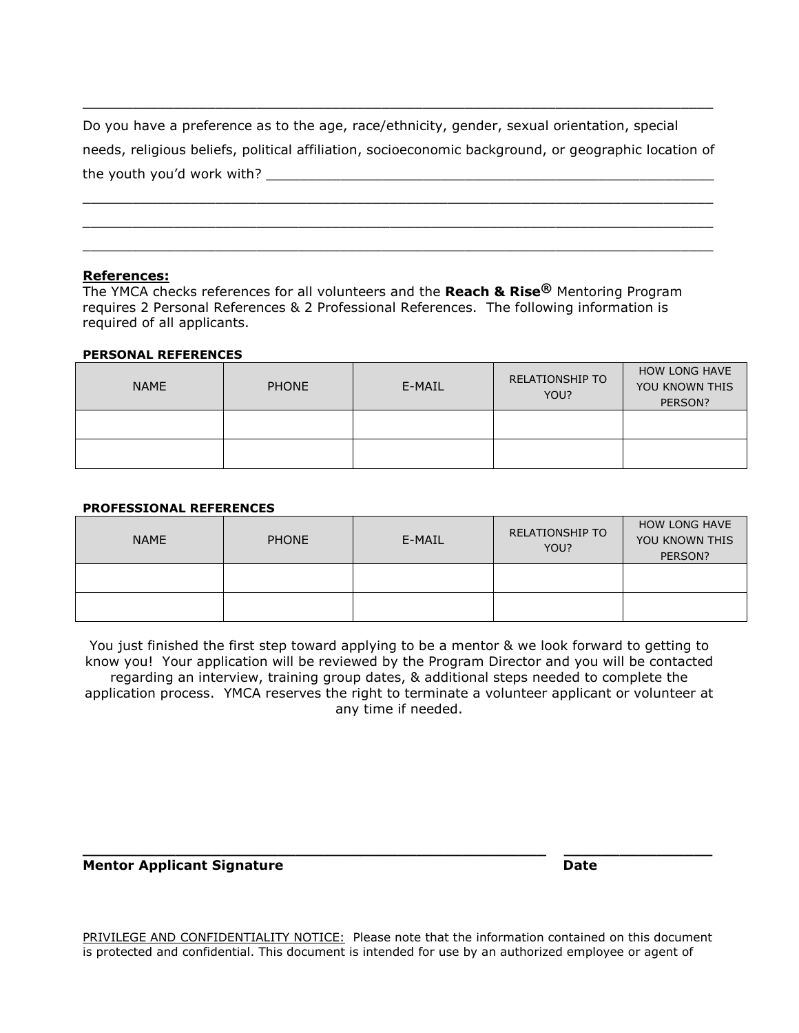\_\_\_\_\_\_\_\_\_\_\_\_\_\_\_\_\_\_\_\_\_\_\_\_\_\_\_\_\_\_\_\_\_\_\_\_\_\_\_\_\_\_\_\_\_\_\_\_\_\_\_\_\_\_\_\_\_\_\_\_\_\_\_\_\_\_\_\_\_\_\_\_\_\_\_\_\_\_

Do you have a preference as to the age, race/ethnicity, gender, sexual orientation, special needs, religious beliefs, political affiliation, socioeconomic background, or geographic location of the youth you'd work with? \_\_\_\_\_\_\_\_\_\_\_\_\_\_\_\_\_\_\_\_\_\_\_\_\_\_\_\_\_\_\_\_\_\_\_\_\_\_\_\_\_\_\_\_\_\_\_\_\_\_\_\_\_\_\_\_

\_\_\_\_\_\_\_\_\_\_\_\_\_\_\_\_\_\_\_\_\_\_\_\_\_\_\_\_\_\_\_\_\_\_\_\_\_\_\_\_\_\_\_\_\_\_\_\_\_\_\_\_\_\_\_\_\_\_\_\_\_\_\_\_\_\_\_\_\_\_\_\_\_\_\_\_\_\_

\_\_\_\_\_\_\_\_\_\_\_\_\_\_\_\_\_\_\_\_\_\_\_\_\_\_\_\_\_\_\_\_\_\_\_\_\_\_\_\_\_\_\_\_\_\_\_\_\_\_\_\_\_\_\_\_\_\_\_\_\_\_\_\_\_\_\_\_\_\_\_\_\_\_\_\_\_\_

\_\_\_\_\_\_\_\_\_\_\_\_\_\_\_\_\_\_\_\_\_\_\_\_\_\_\_\_\_\_\_\_\_\_\_\_\_\_\_\_\_\_\_\_\_\_\_\_\_\_\_\_\_\_\_\_\_\_\_\_\_\_\_\_\_\_\_\_\_\_\_\_\_\_\_\_\_\_

**References:**

The YMCA checks references for all volunteers and the **Reach & Rise®** Mentoring Program requires 2 Personal References & 2 Professional References. The following information is required of all applicants.

**PERSONAL REFERENCES**

| NAME | PHONE | E-MAIL | RELATIONSHIP TO YOU? | HOW LONG HAVE YOU KNOWN THIS PERSON? |
|---|---|---|---|---|
| | | | | |
| | | | | |

**PROFESSIONAL REFERENCES**

| NAME | PHONE | E-MAIL | RELATIONSHIP TO YOU? | HOW LONG HAVE YOU KNOWN THIS PERSON? |
|---|---|---|---|---|
| | | | | |
| | | | | |

You just finished the first step toward applying to be a mentor & we look forward to getting to know you! Your application will be reviewed by the Program Director and you will be contacted regarding an interview, training group dates, & additional steps needed to complete the application process. YMCA reserves the right to terminate a volunteer applicant or volunteer at any time if needed.

\_\_\_\_\_\_\_\_\_\_\_\_\_\_\_\_\_\_\_\_\_\_\_\_\_\_\_\_\_\_\_\_\_\_\_\_\_\_\_\_\_\_\_\_\_\_\_\_\_\_\_\_ \_\_\_\_\_\_\_\_\_\_\_\_\_\_\_\_\_\_

**Mentor Applicant Signature** **Date**

PRIVILEGE AND CONFIDENTIALITY NOTICE: Please note that the information contained on this document is protected and confidential. This document is intended for use by an authorized employee or agent of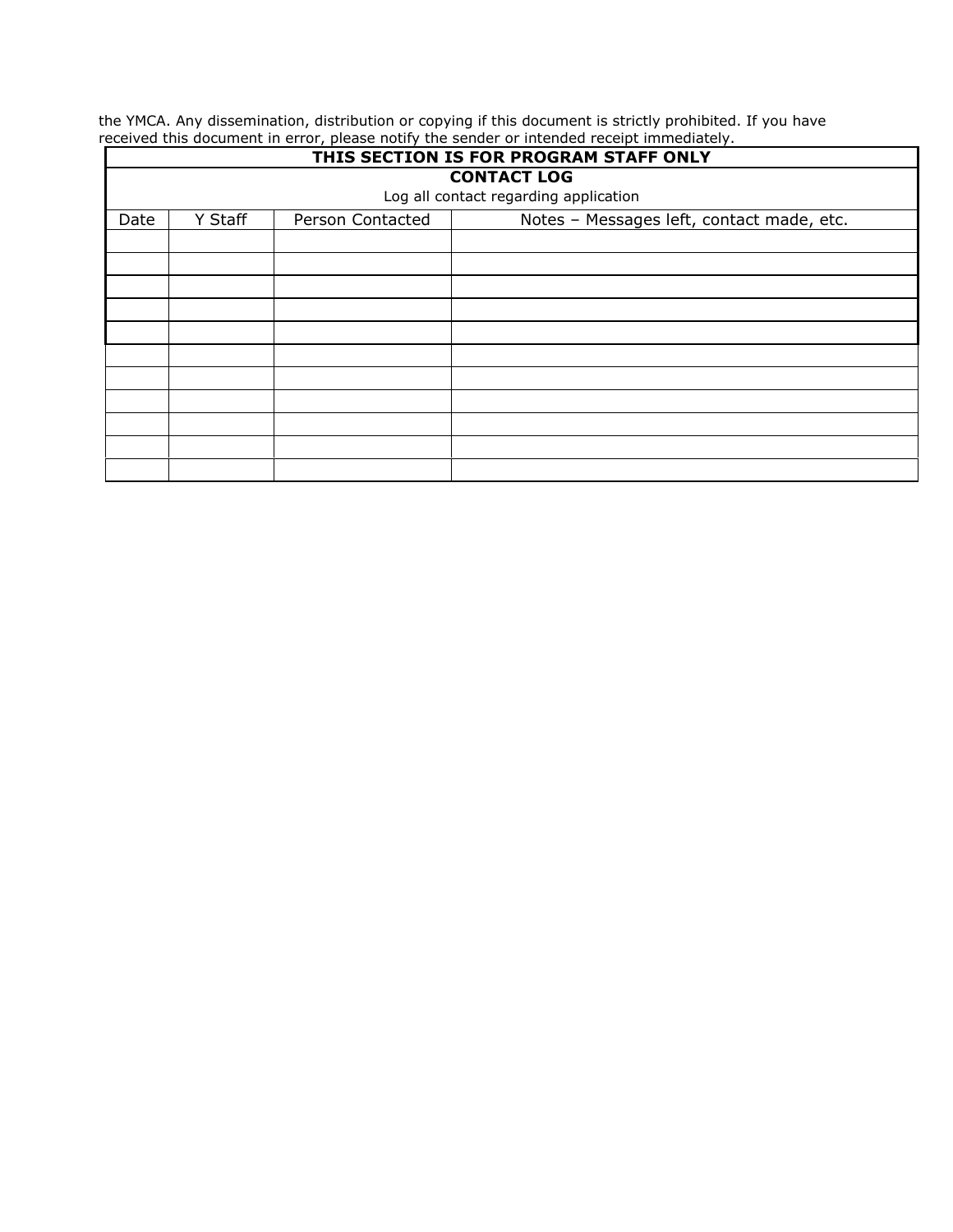the YMCA. Any dissemination, distribution or copying if this document is strictly prohibited. If you have received this document in error, please notify the sender or intended receipt immediately.

| THIS SECTION IS FOR PROGRAM STAFF ONLY | | | |
|---|---|---|---|
| **CONTACT LOG**<br>Log all contact regarding application | | | |
| Date | Y Staff | Person Contacted | Notes – Messages left, contact made, etc. |
| | | | |
| | | | |
| | | | |
| | | | |
| | | | |
| | | | |
| | | | |
| | | | |
| | | | |
| | | | |
| | | | |